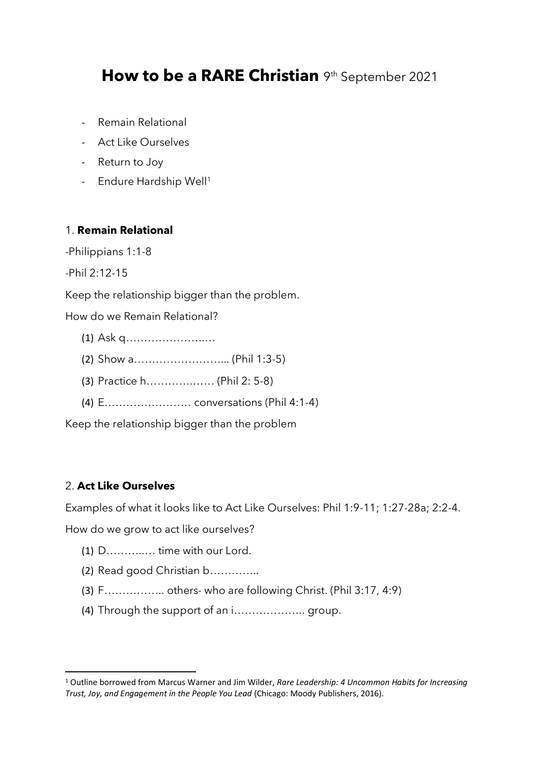# **How to be a RARE Christian** 9th September 2021

- Remain Relational
- Act Like Ourselves
- Return to Joy
- Endure Hardship Well[1]

## 1. **Remain Relational**

-Philippians 1:1-8

-Phil 2:12-15

Keep the relationship bigger than the problem.

How do we Remain Relational?

(1) Ask q…………………..…

(2) Show a……………………... (Phil 1:3-5)

(3) Practice h…………….…… (Phil 2: 5-8)

(4) E…………………… conversations (Phil 4:1-4)

Keep the relationship bigger than the problem

## 2. **Act Like Ourselves**

Examples of what it looks like to Act Like Ourselves: Phil 1:9-11; 1:27-28a; 2:2-4.

How do we grow to act like ourselves?

(1) D………..… time with our Lord.

(2) Read good Christian b…………..

(3) F…………….. others- who are following Christ. (Phil 3:17, 4:9)

(4) Through the support of an i……………….. group.

---

[1] Outline borrowed from Marcus Warner and Jim Wilder, *Rare Leadership: 4 Uncommon Habits for Increasing Trust, Joy, and Engagement in the People You Lead* (Chicago: Moody Publishers, 2016).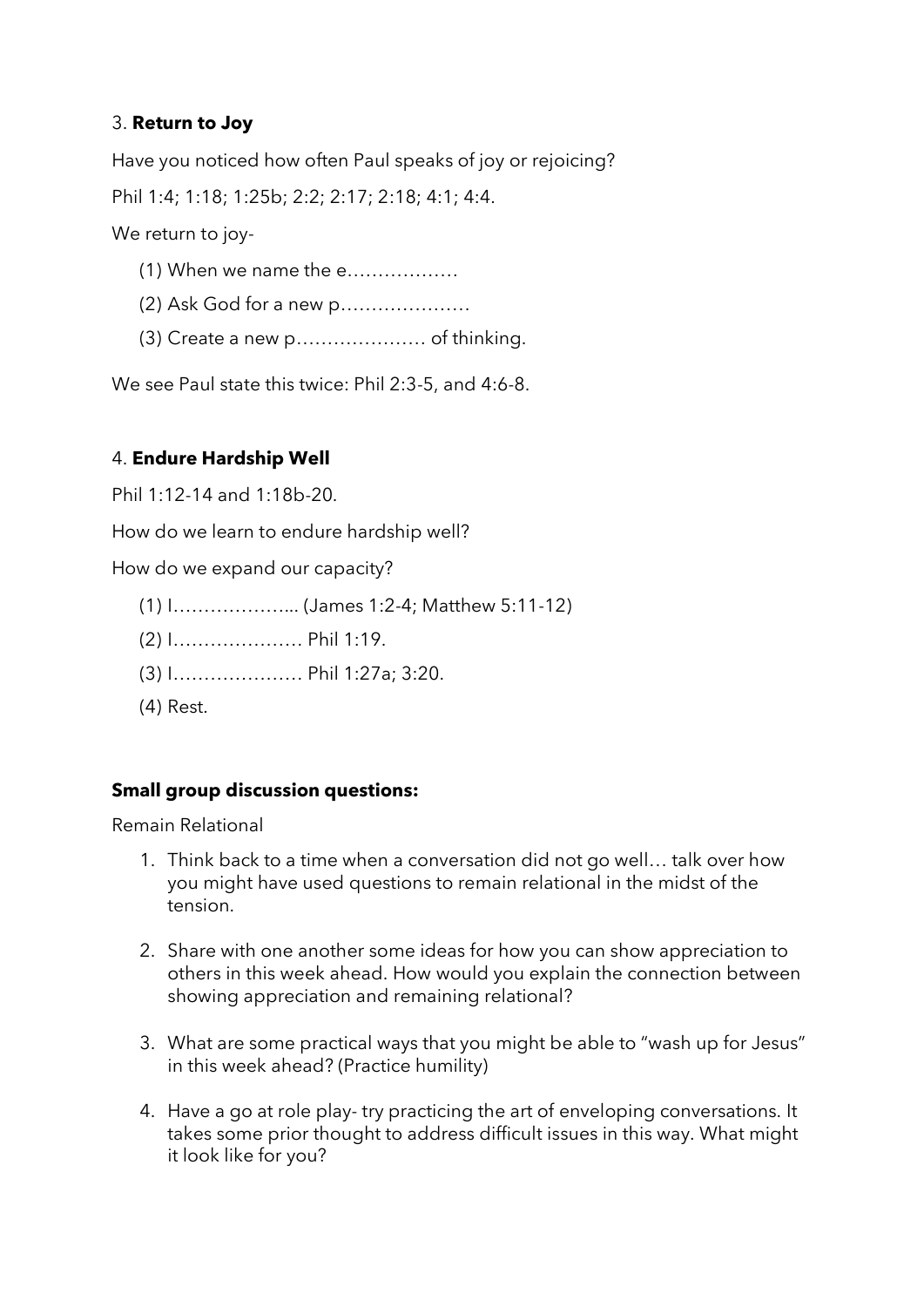3. **Return to Joy**

Have you noticed how often Paul speaks of joy or rejoicing?

Phil 1:4; 1:18; 1:25b; 2:2; 2:17; 2:18; 4:1; 4:4.

We return to joy-

(1) When we name the e………………

(2) Ask God for a new p…………………

(3) Create a new p………………… of thinking.

We see Paul state this twice: Phil 2:3-5, and 4:6-8.

4. **Endure Hardship Well**

Phil 1:12-14 and 1:18b-20.

How do we learn to endure hardship well?

How do we expand our capacity?

(1) I………………... (James 1:2-4; Matthew 5:11-12)

(2) I………………… Phil 1:19.

(3) I………………… Phil 1:27a; 3:20.

(4) Rest.

**Small group discussion questions:**

Remain Relational

1. Think back to a time when a conversation did not go well… talk over how you might have used questions to remain relational in the midst of the tension.
2. Share with one another some ideas for how you can show appreciation to others in this week ahead. How would you explain the connection between showing appreciation and remaining relational?
3. What are some practical ways that you might be able to "wash up for Jesus" in this week ahead? (Practice humility)
4. Have a go at role play- try practicing the art of enveloping conversations. It takes some prior thought to address difficult issues in this way. What might it look like for you?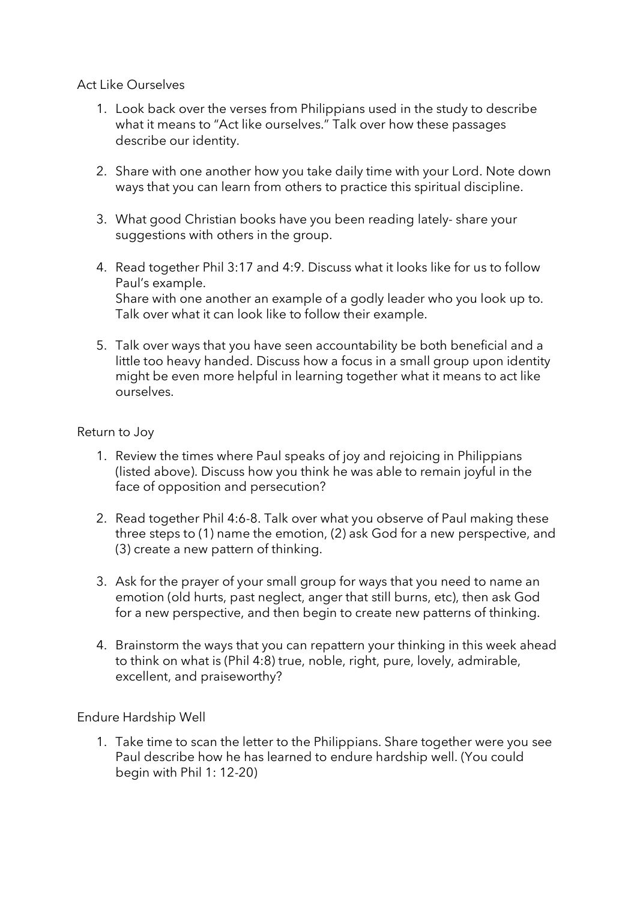## Act Like Ourselves

1. Look back over the verses from Philippians used in the study to describe what it means to "Act like ourselves." Talk over how these passages describe our identity.

2. Share with one another how you take daily time with your Lord. Note down ways that you can learn from others to practice this spiritual discipline.

3. What good Christian books have you been reading lately- share your suggestions with others in the group.

4. Read together Phil 3:17 and 4:9. Discuss what it looks like for us to follow Paul's example.
   Share with one another an example of a godly leader who you look up to. Talk over what it can look like to follow their example.

5. Talk over ways that you have seen accountability be both beneficial and a little too heavy handed. Discuss how a focus in a small group upon identity might be even more helpful in learning together what it means to act like ourselves.

## Return to Joy

1. Review the times where Paul speaks of joy and rejoicing in Philippians (listed above). Discuss how you think he was able to remain joyful in the face of opposition and persecution?

2. Read together Phil 4:6-8. Talk over what you observe of Paul making these three steps to (1) name the emotion, (2) ask God for a new perspective, and (3) create a new pattern of thinking.

3. Ask for the prayer of your small group for ways that you need to name an emotion (old hurts, past neglect, anger that still burns, etc), then ask God for a new perspective, and then begin to create new patterns of thinking.

4. Brainstorm the ways that you can repattern your thinking in this week ahead to think on what is (Phil 4:8) true, noble, right, pure, lovely, admirable, excellent, and praiseworthy?

## Endure Hardship Well

1. Take time to scan the letter to the Philippians. Share together were you see Paul describe how he has learned to endure hardship well. (You could begin with Phil 1: 12-20)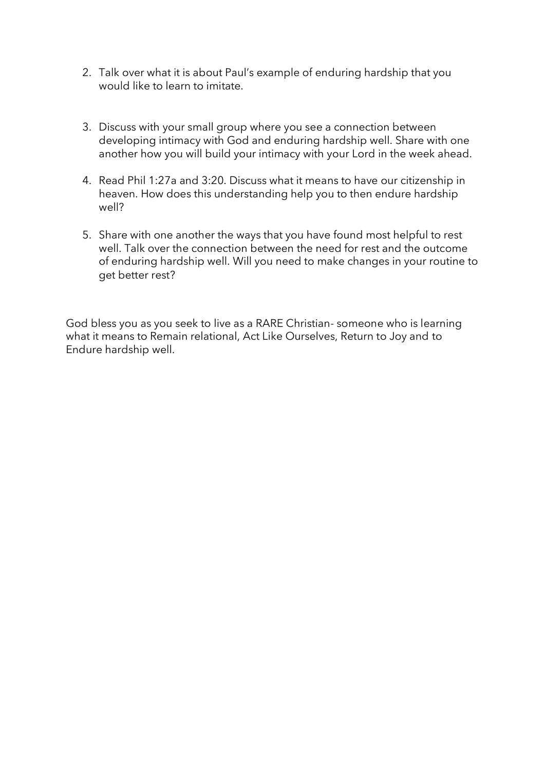2. Talk over what it is about Paul's example of enduring hardship that you would like to learn to imitate.

3. Discuss with your small group where you see a connection between developing intimacy with God and enduring hardship well. Share with one another how you will build your intimacy with your Lord in the week ahead.

4. Read Phil 1:27a and 3:20. Discuss what it means to have our citizenship in heaven. How does this understanding help you to then endure hardship well?

5. Share with one another the ways that you have found most helpful to rest well. Talk over the connection between the need for rest and the outcome of enduring hardship well. Will you need to make changes in your routine to get better rest?

God bless you as you seek to live as a RARE Christian- someone who is learning what it means to Remain relational, Act Like Ourselves, Return to Joy and to Endure hardship well.